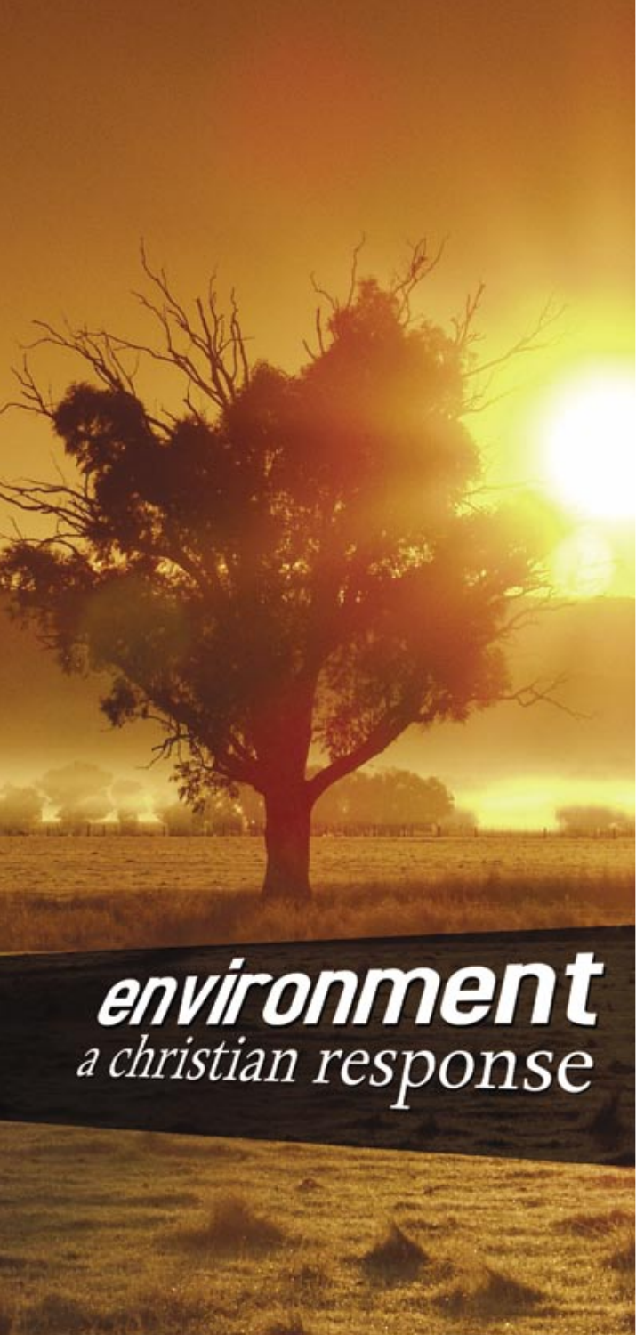# environment

## a christian response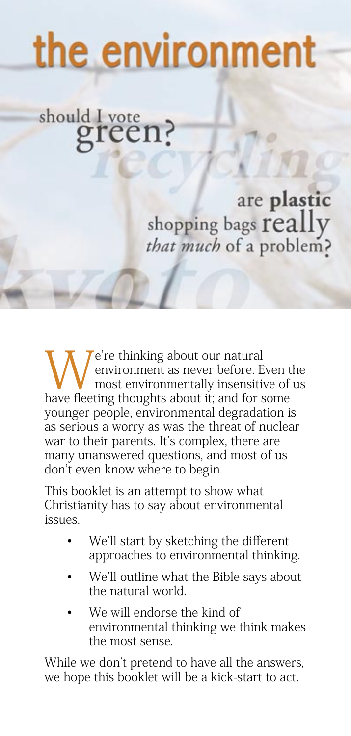# the environment

should I vote **green?**

*recycling*

are **plastic** shopping bags **really** *that much* of a problem?

*kyoto*

We're thinking about our natural environment as never before. Even the most environmentally insensitive of us have fleeting thoughts about it; and for some younger people, environmental degradation is as serious a worry as was the threat of nuclear war to their parents. It's complex, there are many unanswered questions, and most of us don't even know where to begin.

This booklet is an attempt to show what Christianity has to say about environmental issues.

- We'll start by sketching the different approaches to environmental thinking.
- We'll outline what the Bible says about the natural world.
- We will endorse the kind of environmental thinking we think makes the most sense.

While we don't pretend to have all the answers, we hope this booklet will be a kick-start to act.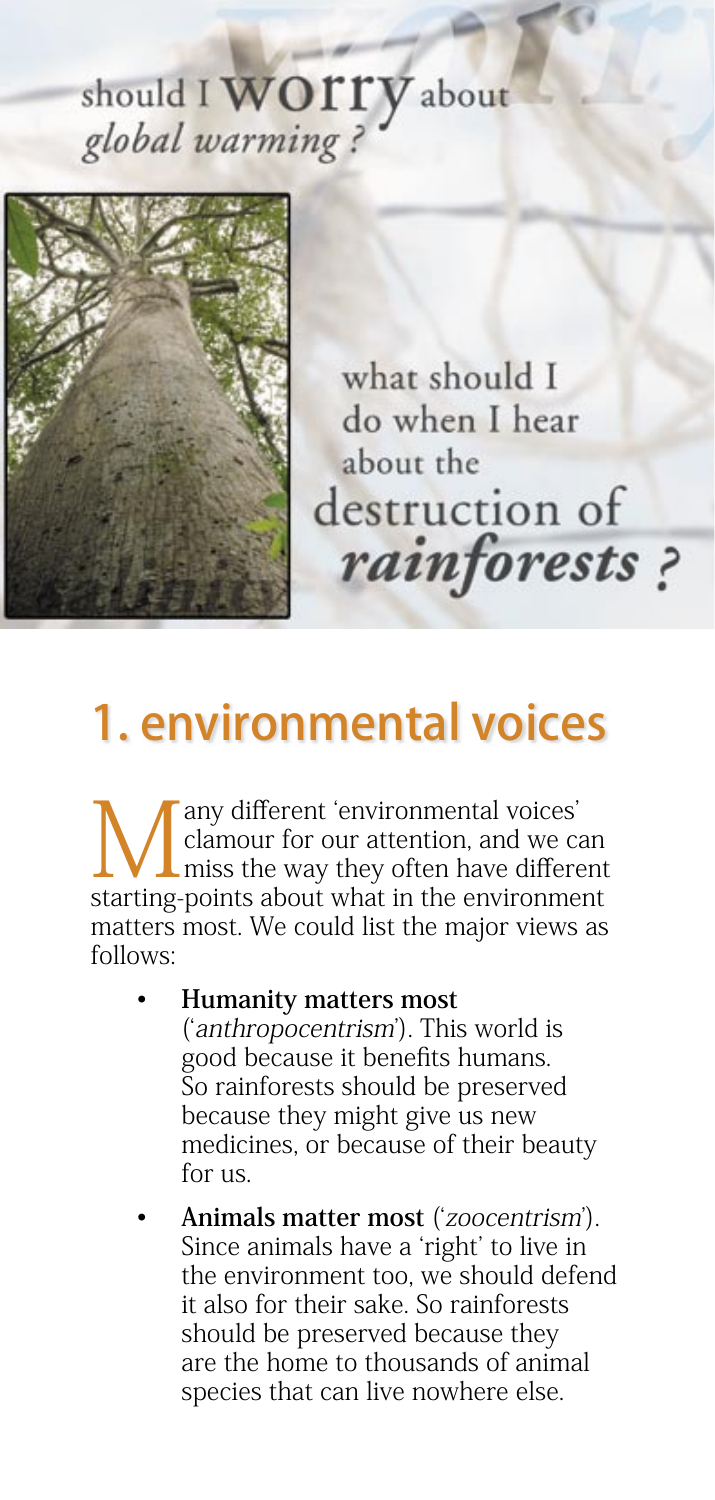should I **worry** about *global warming?*

what should I do when I hear about the destruction of ***rainforests?***

## 1. environmental voices

Many different 'environmental voices' clamour for our attention, and we can miss the way they often have different starting-points about what in the environment matters most. We could list the major views as follows:

- **Humanity matters most** ('*anthropocentrism*'). This world is good because it benefits humans. So rainforests should be preserved because they might give us new medicines, or because of their beauty for us.
- **Animals matter most** ('*zoocentrism*'). Since animals have a 'right' to live in the environment too, we should defend it also for their sake. So rainforests should be preserved because they are the home to thousands of animal species that can live nowhere else.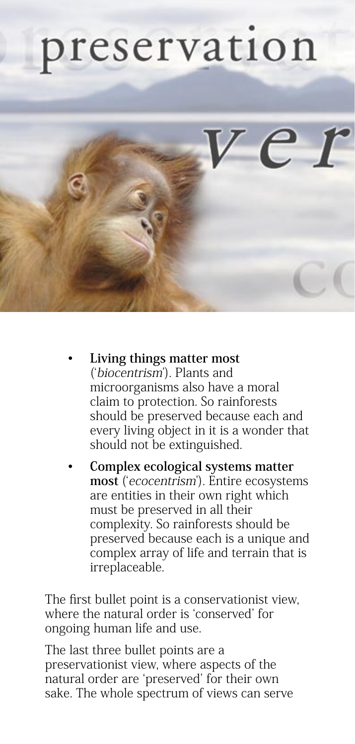- **Living things matter most** ('*biocentrism*'). Plants and microorganisms also have a moral claim to protection. So rainforests should be preserved because each and every living object in it is a wonder that should not be extinguished.
- **Complex ecological systems matter most** ('*ecocentrism*'). Entire ecosystems are entities in their own right which must be preserved in all their complexity. So rainforests should be preserved because each is a unique and complex array of life and terrain that is irreplaceable.

The first bullet point is a conservationist view, where the natural order is 'conserved' for ongoing human life and use.

The last three bullet points are a preservationist view, where aspects of the natural order are 'preserved' for their own sake. The whole spectrum of views can serve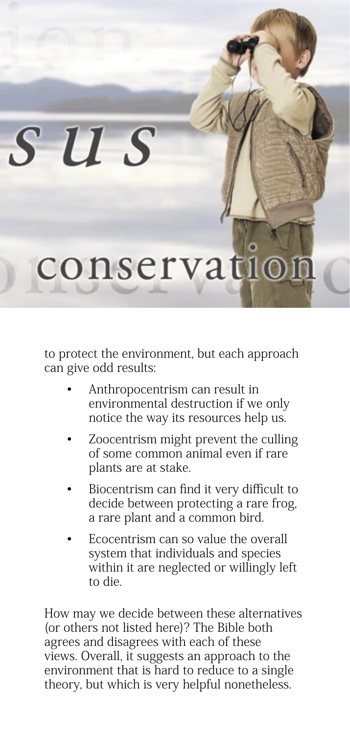to protect the environment, but each approach can give odd results:

- Anthropocentrism can result in environmental destruction if we only notice the way its resources help us.
- Zoocentrism might prevent the culling of some common animal even if rare plants are at stake.
- Biocentrism can find it very difficult to decide between protecting a rare frog, a rare plant and a common bird.
- Ecocentrism can so value the overall system that individuals and species within it are neglected or willingly left to die.

How may we decide between these alternatives (or others not listed here)? The Bible both agrees and disagrees with each of these views. Overall, it suggests an approach to the environment that is hard to reduce to a single theory, but which is very helpful nonetheless.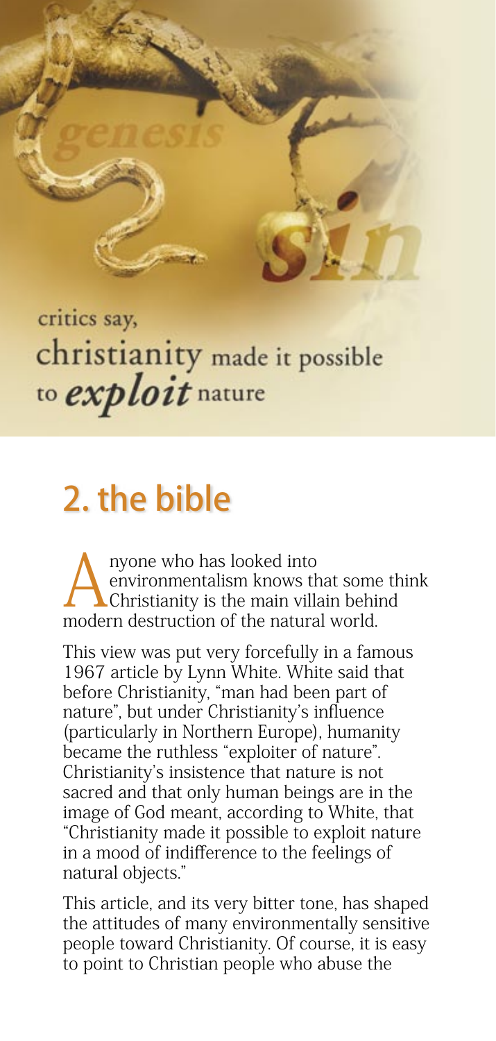genesis

sin

critics say, christianity made it possible to *exploit* nature

## 2. the bible

Anyone who has looked into environmentalism knows that some think Christianity is the main villain behind modern destruction of the natural world.

This view was put very forcefully in a famous 1967 article by Lynn White. White said that before Christianity, "man had been part of nature", but under Christianity's influence (particularly in Northern Europe), humanity became the ruthless "exploiter of nature". Christianity's insistence that nature is not sacred and that only human beings are in the image of God meant, according to White, that "Christianity made it possible to exploit nature in a mood of indifference to the feelings of natural objects."

This article, and its very bitter tone, has shaped the attitudes of many environmentally sensitive people toward Christianity. Of course, it is easy to point to Christian people who abuse the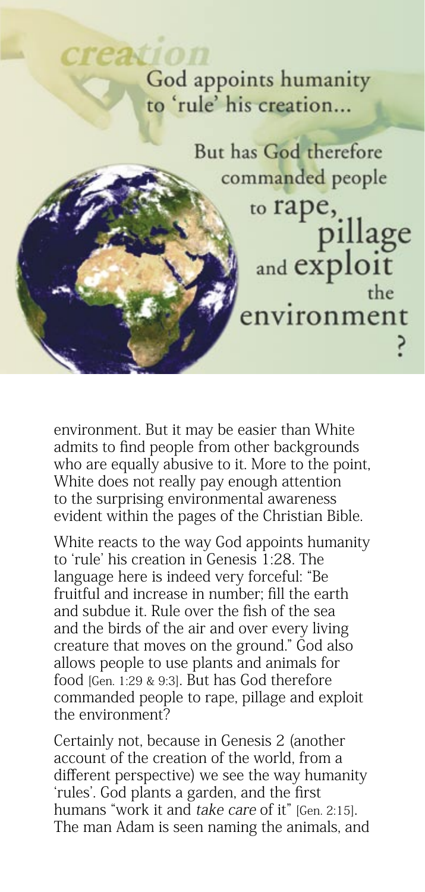*creation*

God appoints humanity to 'rule' his creation...

But has God therefore commanded people to rape, pillage and exploit the environment?

environment. But it may be easier than White admits to find people from other backgrounds who are equally abusive to it. More to the point, White does not really pay enough attention to the surprising environmental awareness evident within the pages of the Christian Bible.

White reacts to the way God appoints humanity to 'rule' his creation in Genesis 1:28. The language here is indeed very forceful: "Be fruitful and increase in number; fill the earth and subdue it. Rule over the fish of the sea and the birds of the air and over every living creature that moves on the ground." God also allows people to use plants and animals for food [Gen. 1:29 & 9:3]. But has God therefore commanded people to rape, pillage and exploit the environment?

Certainly not, because in Genesis 2 (another account of the creation of the world, from a different perspective) we see the way humanity 'rules'. God plants a garden, and the first humans "work it and *take care* of it" [Gen. 2:15]. The man Adam is seen naming the animals, and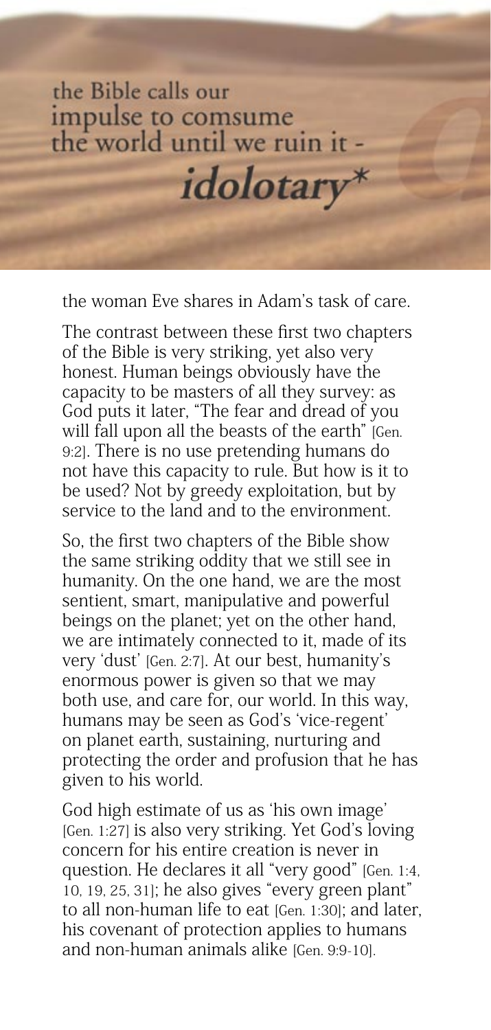the Bible calls our impulse to comsume the world until we ruin it - *idolotary**

the woman Eve shares in Adam's task of care.

The contrast between these first two chapters of the Bible is very striking, yet also very honest. Human beings obviously have the capacity to be masters of all they survey: as God puts it later, "The fear and dread of you will fall upon all the beasts of the earth" [Gen. 9:2]. There is no use pretending humans do not have this capacity to rule. But how is it to be used? Not by greedy exploitation, but by service to the land and to the environment.

So, the first two chapters of the Bible show the same striking oddity that we still see in humanity. On the one hand, we are the most sentient, smart, manipulative and powerful beings on the planet; yet on the other hand, we are intimately connected to it, made of its very 'dust' [Gen. 2:7]. At our best, humanity's enormous power is given so that we may both use, and care for, our world. In this way, humans may be seen as God's 'vice-regent' on planet earth, sustaining, nurturing and protecting the order and profusion that he has given to his world.

God high estimate of us as 'his own image' [Gen. 1:27] is also very striking. Yet God's loving concern for his entire creation is never in question. He declares it all "very good" [Gen. 1:4, 10, 19, 25, 31]; he also gives "every green plant" to all non-human life to eat [Gen. 1:30]; and later, his covenant of protection applies to humans and non-human animals alike [Gen. 9:9-10].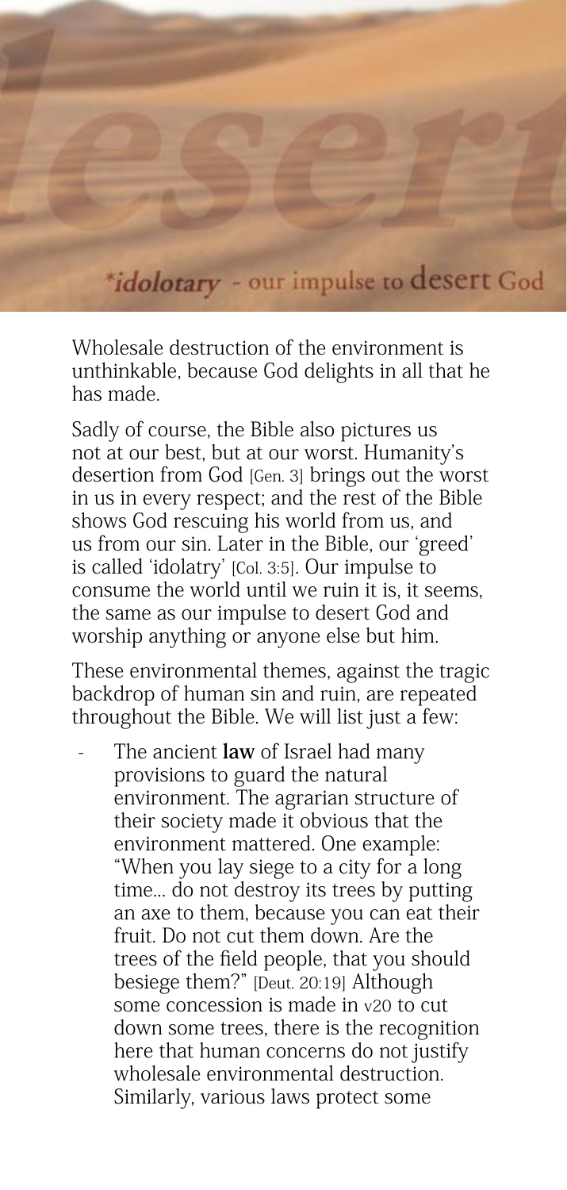*\*idolotary* - our impulse to desert God

Wholesale destruction of the environment is unthinkable, because God delights in all that he has made.

Sadly of course, the Bible also pictures us not at our best, but at our worst. Humanity's desertion from God [Gen. 3] brings out the worst in us in every respect; and the rest of the Bible shows God rescuing his world from us, and us from our sin. Later in the Bible, our 'greed' is called 'idolatry' [Col. 3:5]. Our impulse to consume the world until we ruin it is, it seems, the same as our impulse to desert God and worship anything or anyone else but him.

These environmental themes, against the tragic backdrop of human sin and ruin, are repeated throughout the Bible. We will list just a few:

- The ancient **law** of Israel had many provisions to guard the natural environment. The agrarian structure of their society made it obvious that the environment mattered. One example: "When you lay siege to a city for a long time... do not destroy its trees by putting an axe to them, because you can eat their fruit. Do not cut them down. Are the trees of the field people, that you should besiege them?" [Deut. 20:19] Although some concession is made in v20 to cut down some trees, there is the recognition here that human concerns do not justify wholesale environmental destruction. Similarly, various laws protect some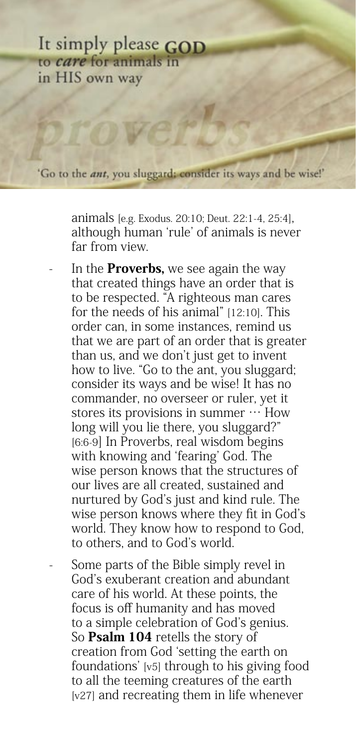It simply please GOD to *care* for animals in in HIS own way

proverbs

'Go to the *ant*, you sluggard; consider its ways and be wise!'

animals [e.g. Exodus. 20:10; Deut. 22:1-4, 25:4], although human 'rule' of animals is never far from view.

- In the **Proverbs,** we see again the way that created things have an order that is to be respected. "A righteous man cares for the needs of his animal" [12:10]. This order can, in some instances, remind us that we are part of an order that is greater than us, and we don't just get to invent how to live. "Go to the ant, you sluggard; consider its ways and be wise! It has no commander, no overseer or ruler, yet it stores its provisions in summer … How long will you lie there, you sluggard?" [6:6-9] In Proverbs, real wisdom begins with knowing and 'fearing' God. The wise person knows that the structures of our lives are all created, sustained and nurtured by God's just and kind rule. The wise person knows where they fit in God's world. They know how to respond to God, to others, and to God's world.
- Some parts of the Bible simply revel in God's exuberant creation and abundant care of his world. At these points, the focus is off humanity and has moved to a simple celebration of God's genius. So **Psalm 104** retells the story of creation from God 'setting the earth on foundations' [v5] through to his giving food to all the teeming creatures of the earth [v27] and recreating them in life whenever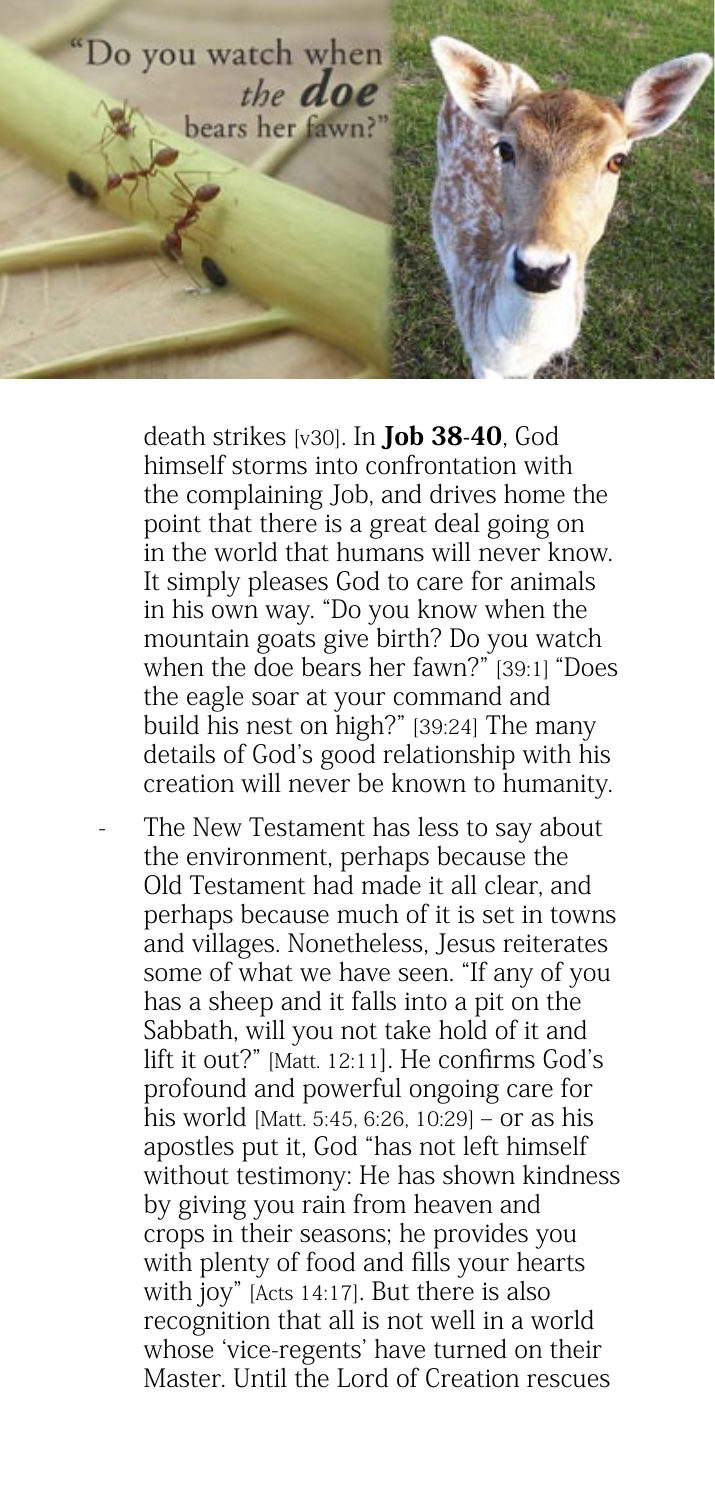"Do you watch when *the* **doe** bears her fawn?"

death strikes [v30]. In **Job 38-40**, God himself storms into confrontation with the complaining Job, and drives home the point that there is a great deal going on in the world that humans will never know. It simply pleases God to care for animals in his own way. "Do you know when the mountain goats give birth? Do you watch when the doe bears her fawn?" [39:1] "Does the eagle soar at your command and build his nest on high?" [39:24] The many details of God's good relationship with his creation will never be known to humanity.

- The New Testament has less to say about the environment, perhaps because the Old Testament had made it all clear, and perhaps because much of it is set in towns and villages. Nonetheless, Jesus reiterates some of what we have seen. "If any of you has a sheep and it falls into a pit on the Sabbath, will you not take hold of it and lift it out?" [Matt. 12:11]. He confirms God's profound and powerful ongoing care for his world [Matt. 5:45, 6:26, 10:29] – or as his apostles put it, God "has not left himself without testimony: He has shown kindness by giving you rain from heaven and crops in their seasons; he provides you with plenty of food and fills your hearts with joy" [Acts 14:17]. But there is also recognition that all is not well in a world whose 'vice-regents' have turned on their Master. Until the Lord of Creation rescues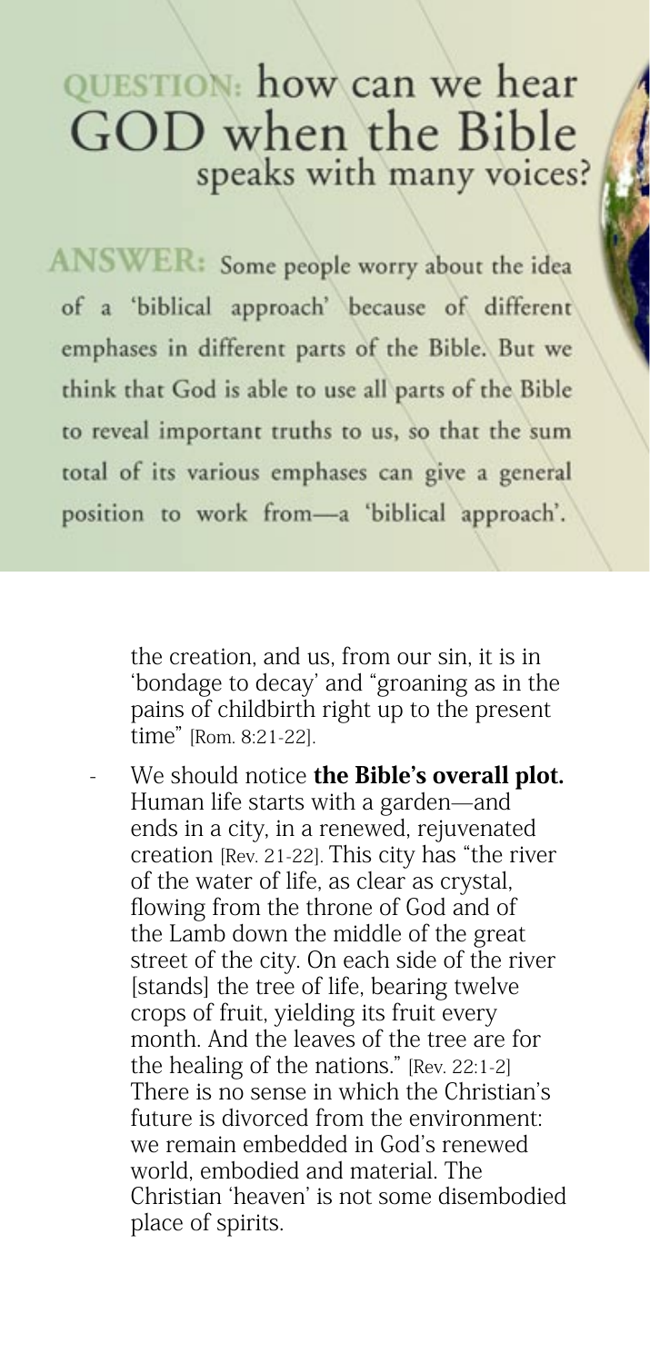## QUESTION: how can we hear GOD when the Bible speaks with many voices?

**ANSWER:** Some people worry about the idea of a 'biblical approach' because of different emphases in different parts of the Bible. But we think that God is able to use all parts of the Bible to reveal important truths to us, so that the sum total of its various emphases can give a general position to work from—a 'biblical approach'.

the creation, and us, from our sin, it is in 'bondage to decay' and "groaning as in the pains of childbirth right up to the present time" [Rom. 8:21-22].

- We should notice **the Bible's overall plot.** Human life starts with a garden—and ends in a city, in a renewed, rejuvenated creation [Rev. 21-22]. This city has "the river of the water of life, as clear as crystal, flowing from the throne of God and of the Lamb down the middle of the great street of the city. On each side of the river [stands] the tree of life, bearing twelve crops of fruit, yielding its fruit every month. And the leaves of the tree are for the healing of the nations." [Rev. 22:1-2] There is no sense in which the Christian's future is divorced from the environment: we remain embedded in God's renewed world, embodied and material. The Christian 'heaven' is not some disembodied place of spirits.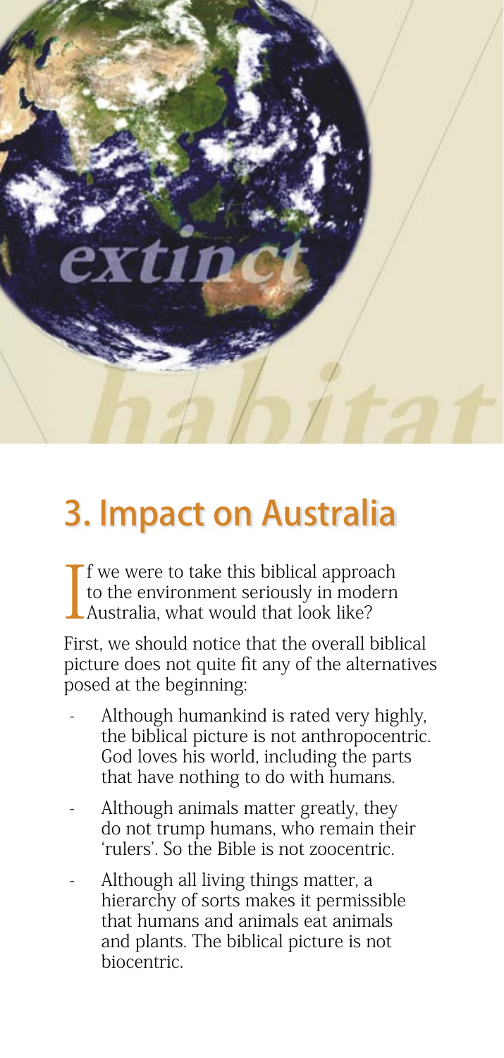## 3. Impact on Australia

If we were to take this biblical approach to the environment seriously in modern Australia, what would that look like?

First, we should notice that the overall biblical picture does not quite fit any of the alternatives posed at the beginning:

- Although humankind is rated very highly, the biblical picture is not anthropocentric. God loves his world, including the parts that have nothing to do with humans.
- Although animals matter greatly, they do not trump humans, who remain their 'rulers'. So the Bible is not zoocentric.
- Although all living things matter, a hierarchy of sorts makes it permissible that humans and animals eat animals and plants. The biblical picture is not biocentric.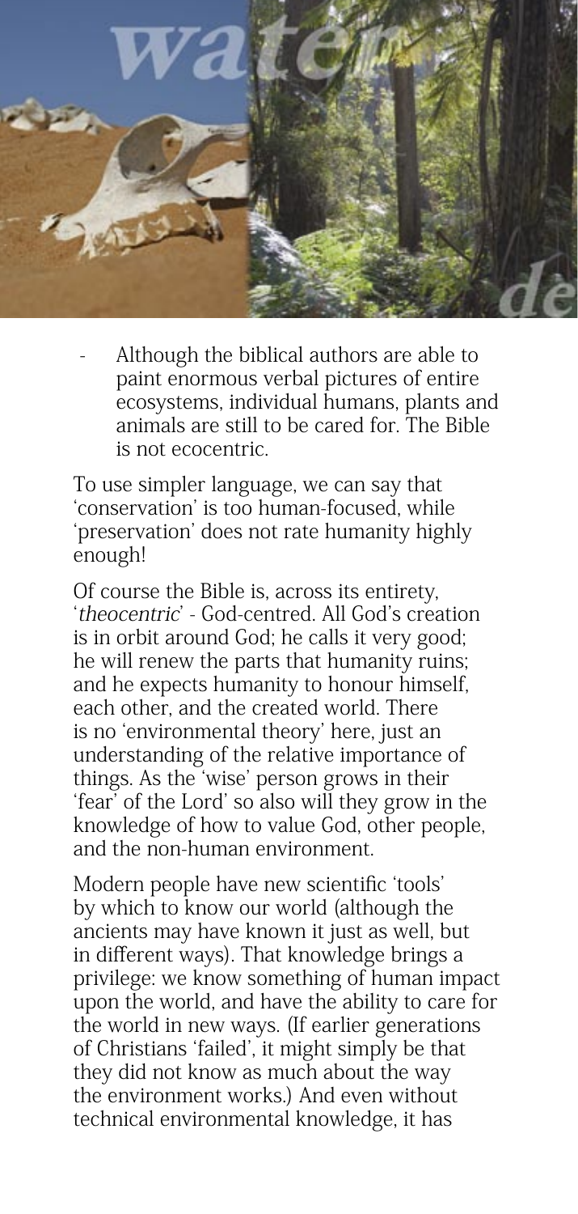- Although the biblical authors are able to paint enormous verbal pictures of entire ecosystems, individual humans, plants and animals are still to be cared for. The Bible is not ecocentric.

To use simpler language, we can say that 'conservation' is too human-focused, while 'preservation' does not rate humanity highly enough!

Of course the Bible is, across its entirety, '*theocentric*' - God-centred. All God's creation is in orbit around God; he calls it very good; he will renew the parts that humanity ruins; and he expects humanity to honour himself, each other, and the created world. There is no 'environmental theory' here, just an understanding of the relative importance of things. As the 'wise' person grows in their 'fear' of the Lord' so also will they grow in the knowledge of how to value God, other people, and the non-human environment.

Modern people have new scientific 'tools' by which to know our world (although the ancients may have known it just as well, but in different ways). That knowledge brings a privilege: we know something of human impact upon the world, and have the ability to care for the world in new ways. (If earlier generations of Christians 'failed', it might simply be that they did not know as much about the way the environment works.) And even without technical environmental knowledge, it has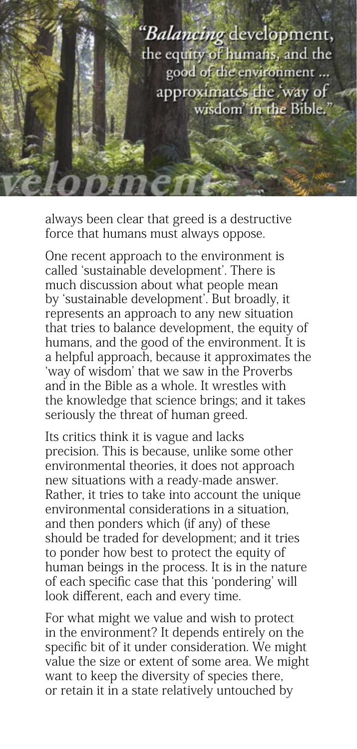"*Balancing* development, the equity of humans, and the good of the environment ... approximates the 'way of wisdom' in the Bible."

always been clear that greed is a destructive force that humans must always oppose.

One recent approach to the environment is called 'sustainable development'. There is much discussion about what people mean by 'sustainable development'. But broadly, it represents an approach to any new situation that tries to balance development, the equity of humans, and the good of the environment. It is a helpful approach, because it approximates the 'way of wisdom' that we saw in the Proverbs and in the Bible as a whole. It wrestles with the knowledge that science brings; and it takes seriously the threat of human greed.

Its critics think it is vague and lacks precision. This is because, unlike some other environmental theories, it does not approach new situations with a ready-made answer. Rather, it tries to take into account the unique environmental considerations in a situation, and then ponders which (if any) of these should be traded for development; and it tries to ponder how best to protect the equity of human beings in the process. It is in the nature of each specific case that this 'pondering' will look different, each and every time.

For what might we value and wish to protect in the environment? It depends entirely on the specific bit of it under consideration. We might value the size or extent of some area. We might want to keep the diversity of species there, or retain it in a state relatively untouched by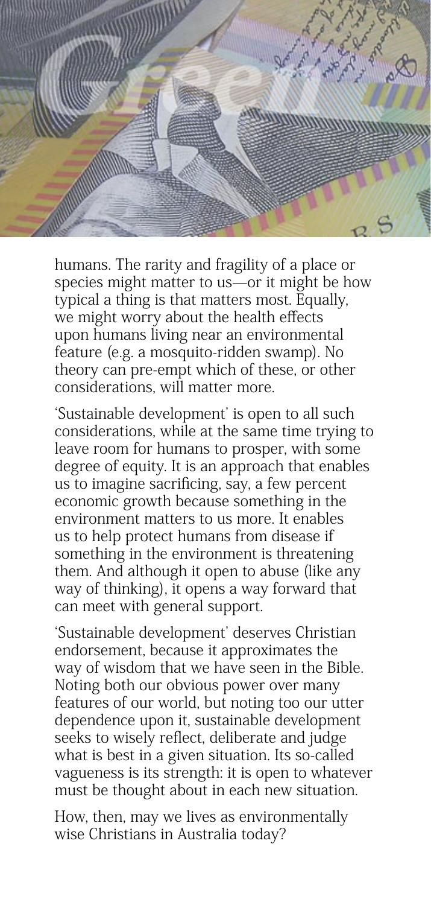humans. The rarity and fragility of a place or species might matter to us—or it might be how typical a thing is that matters most. Equally, we might worry about the health effects upon humans living near an environmental feature (e.g. a mosquito-ridden swamp). No theory can pre-empt which of these, or other considerations, will matter more.

'Sustainable development' is open to all such considerations, while at the same time trying to leave room for humans to prosper, with some degree of equity. It is an approach that enables us to imagine sacrificing, say, a few percent economic growth because something in the environment matters to us more. It enables us to help protect humans from disease if something in the environment is threatening them. And although it open to abuse (like any way of thinking), it opens a way forward that can meet with general support.

'Sustainable development' deserves Christian endorsement, because it approximates the way of wisdom that we have seen in the Bible. Noting both our obvious power over many features of our world, but noting too our utter dependence upon it, sustainable development seeks to wisely reflect, deliberate and judge what is best in a given situation. Its so-called vagueness is its strength: it is open to whatever must be thought about in each new situation.

How, then, may we lives as environmentally wise Christians in Australia today?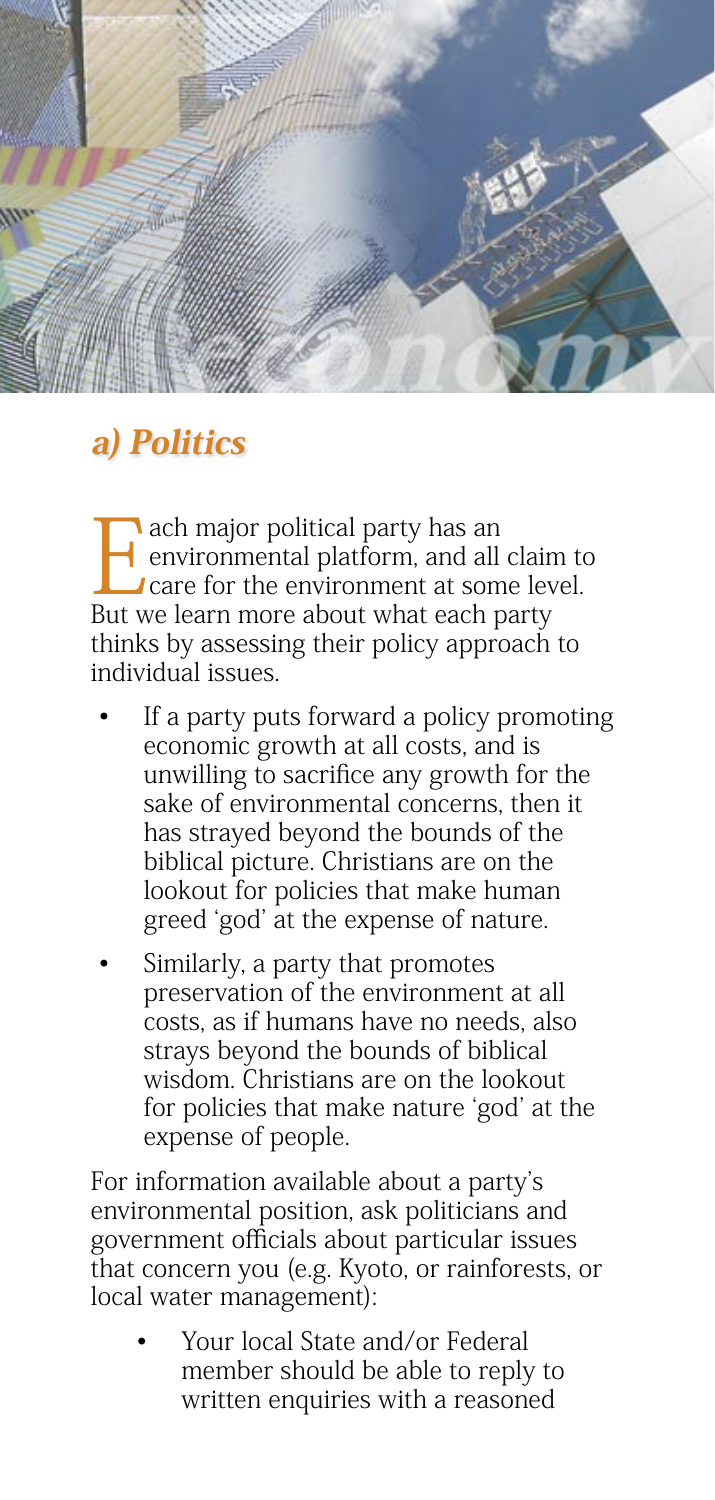## a) Politics

Each major political party has an environmental platform, and all claim to care for the environment at some level. But we learn more about what each party thinks by assessing their policy approach to individual issues.

- If a party puts forward a policy promoting economic growth at all costs, and is unwilling to sacrifice any growth for the sake of environmental concerns, then it has strayed beyond the bounds of the biblical picture. Christians are on the lookout for policies that make human greed 'god' at the expense of nature.
- Similarly, a party that promotes preservation of the environment at all costs, as if humans have no needs, also strays beyond the bounds of biblical wisdom. Christians are on the lookout for policies that make nature 'god' at the expense of people.

For information available about a party's environmental position, ask politicians and government officials about particular issues that concern you (e.g. Kyoto, or rainforests, or local water management):

- Your local State and/or Federal member should be able to reply to written enquiries with a reasoned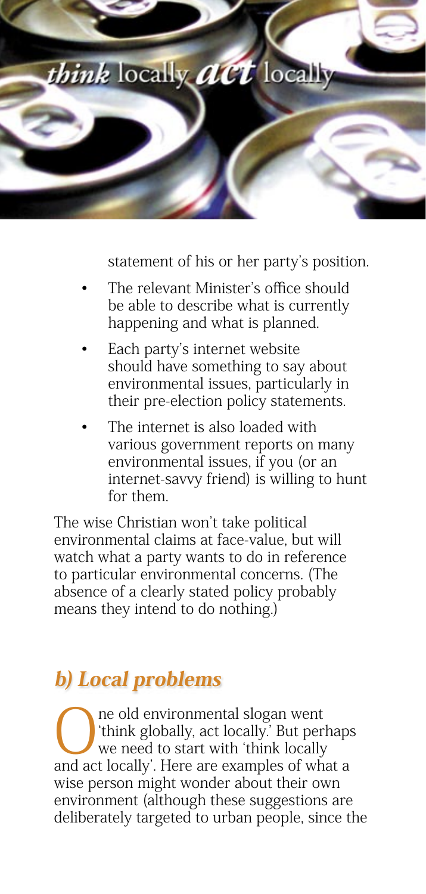*think* locally ***act*** locally

statement of his or her party's position.

- The relevant Minister's office should be able to describe what is currently happening and what is planned.
- Each party's internet website should have something to say about environmental issues, particularly in their pre-election policy statements.
- The internet is also loaded with various government reports on many environmental issues, if you (or an internet-savvy friend) is willing to hunt for them.

The wise Christian won't take political environmental claims at face-value, but will watch what a party wants to do in reference to particular environmental concerns. (The absence of a clearly stated policy probably means they intend to do nothing.)

## *b) Local problems*

One old environmental slogan went 'think globally, act locally.' But perhaps we need to start with 'think locally and act locally'. Here are examples of what a wise person might wonder about their own environment (although these suggestions are deliberately targeted to urban people, since the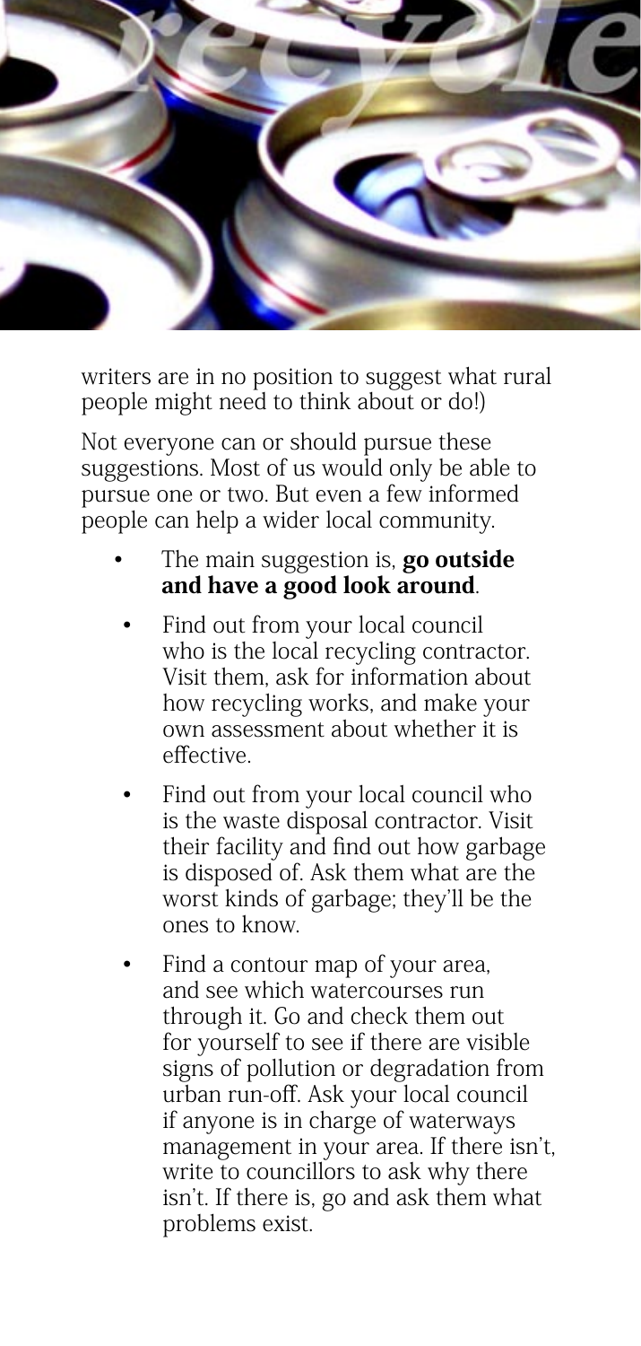writers are in no position to suggest what rural people might need to think about or do!)

Not everyone can or should pursue these suggestions. Most of us would only be able to pursue one or two. But even a few informed people can help a wider local community.

- The main suggestion is, **go outside and have a good look around**.
- Find out from your local council who is the local recycling contractor. Visit them, ask for information about how recycling works, and make your own assessment about whether it is effective.
- Find out from your local council who is the waste disposal contractor. Visit their facility and find out how garbage is disposed of. Ask them what are the worst kinds of garbage; they'll be the ones to know.
- Find a contour map of your area, and see which watercourses run through it. Go and check them out for yourself to see if there are visible signs of pollution or degradation from urban run-off. Ask your local council if anyone is in charge of waterways management in your area. If there isn't, write to councillors to ask why there isn't. If there is, go and ask them what problems exist.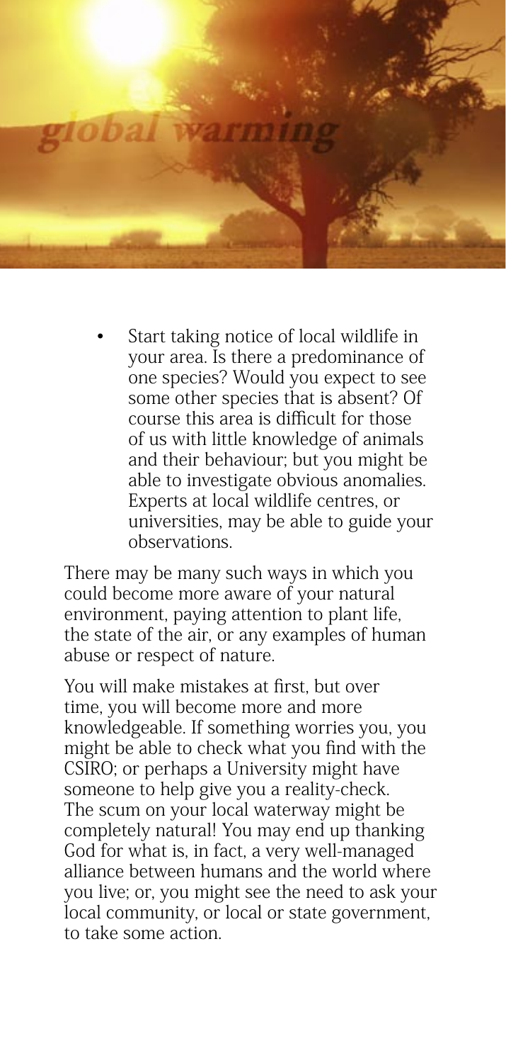- Start taking notice of local wildlife in your area. Is there a predominance of one species? Would you expect to see some other species that is absent? Of course this area is difficult for those of us with little knowledge of animals and their behaviour; but you might be able to investigate obvious anomalies. Experts at local wildlife centres, or universities, may be able to guide your observations.

There may be many such ways in which you could become more aware of your natural environment, paying attention to plant life, the state of the air, or any examples of human abuse or respect of nature.

You will make mistakes at first, but over time, you will become more and more knowledgeable. If something worries you, you might be able to check what you find with the CSIRO; or perhaps a University might have someone to help give you a reality-check. The scum on your local waterway might be completely natural! You may end up thanking God for what is, in fact, a very well-managed alliance between humans and the world where you live; or, you might see the need to ask your local community, or local or state government, to take some action.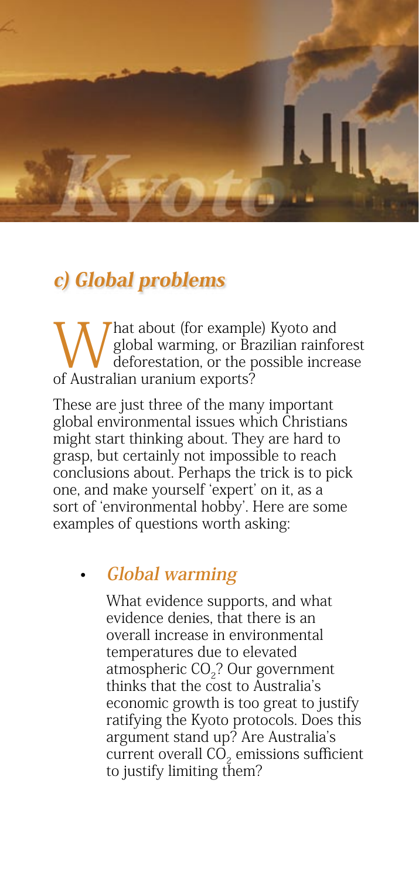## c) Global problems

What about (for example) Kyoto and global warming, or Brazilian rainforest deforestation, or the possible increase of Australian uranium exports?

These are just three of the many important global environmental issues which Christians might start thinking about. They are hard to grasp, but certainly not impossible to reach conclusions about. Perhaps the trick is to pick one, and make yourself 'expert' on it, as a sort of 'environmental hobby'. Here are some examples of questions worth asking:

- ***Global warming***

  What evidence supports, and what evidence denies, that there is an overall increase in environmental temperatures due to elevated atmospheric $CO_2$? Our government thinks that the cost to Australia's economic growth is too great to justify ratifying the Kyoto protocols. Does this argument stand up? Are Australia's current overall $CO_2$ emissions sufficient to justify limiting them?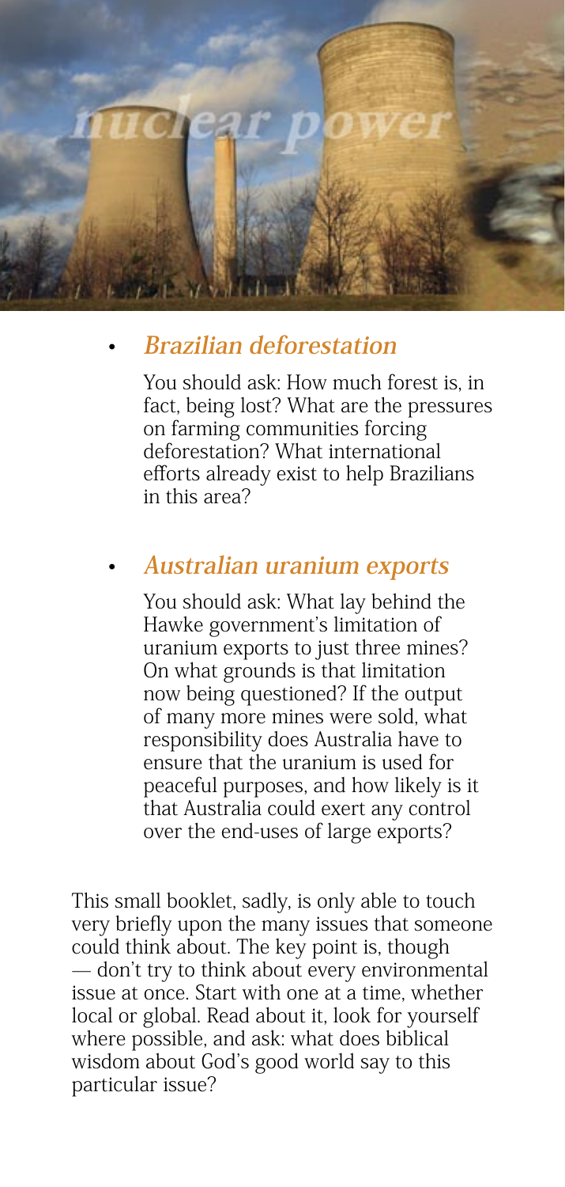- ***Brazilian deforestation***

  You should ask: How much forest is, in fact, being lost? What are the pressures on farming communities forcing deforestation? What international efforts already exist to help Brazilians in this area?

- ***Australian uranium exports***

  You should ask: What lay behind the Hawke government's limitation of uranium exports to just three mines? On what grounds is that limitation now being questioned? If the output of many more mines were sold, what responsibility does Australia have to ensure that the uranium is used for peaceful purposes, and how likely is it that Australia could exert any control over the end-uses of large exports?

This small booklet, sadly, is only able to touch very briefly upon the many issues that someone could think about. The key point is, though — don't try to think about every environmental issue at once. Start with one at a time, whether local or global. Read about it, look for yourself where possible, and ask: what does biblical wisdom about God's good world say to this particular issue?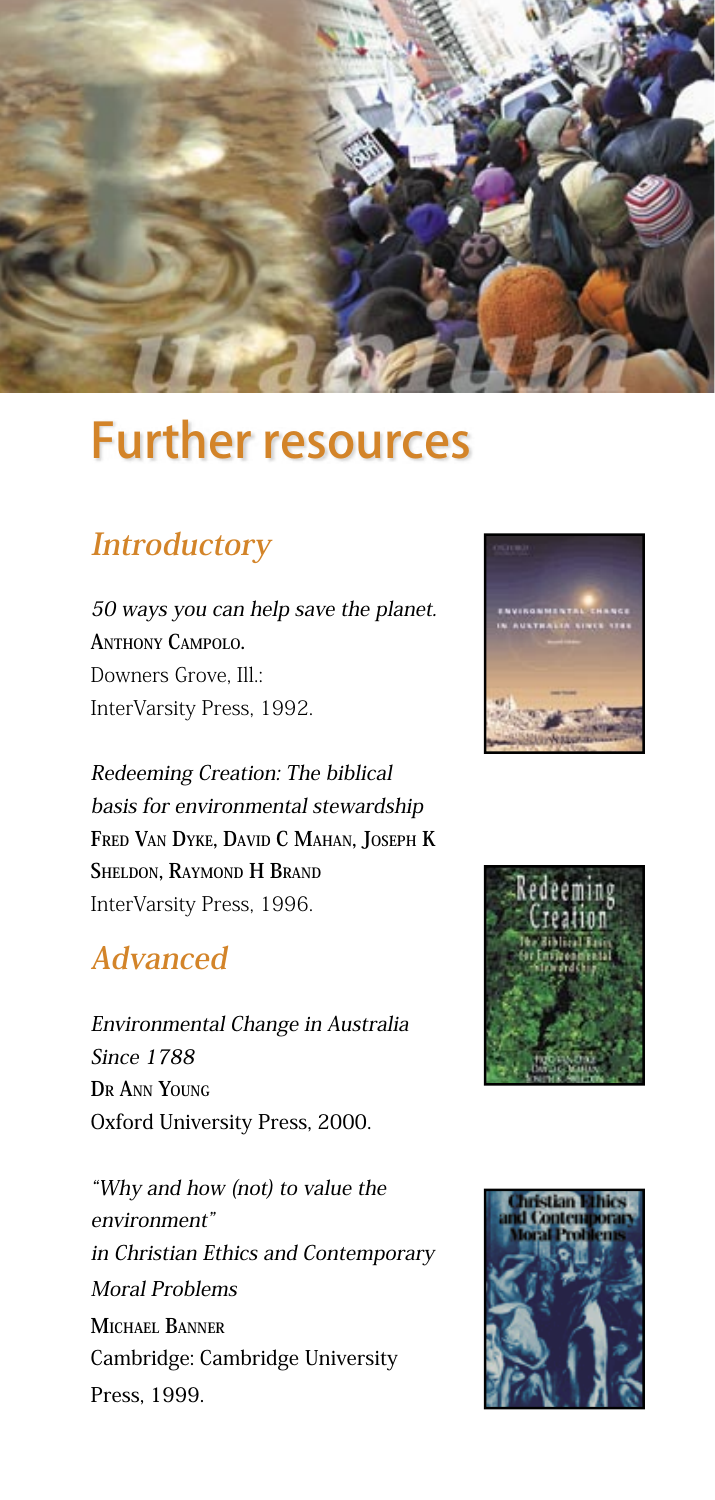# Further resources

## Introductory

*50 ways you can help save the planet.*
Anthony Campolo.
Downers Grove, Ill.:
InterVarsity Press, 1992.

*Redeeming Creation: The biblical basis for environmental stewardship*
Fred Van Dyke, David C Mahan, Joseph K Sheldon, Raymond H Brand
InterVarsity Press, 1996.

## Advanced

*Environmental Change in Australia Since 1788*
Dr Ann Young
Oxford University Press, 2000.

*"Why and how (not) to value the environment"*
*in Christian Ethics and Contemporary Moral Problems*
Michael Banner
Cambridge: Cambridge University Press, 1999.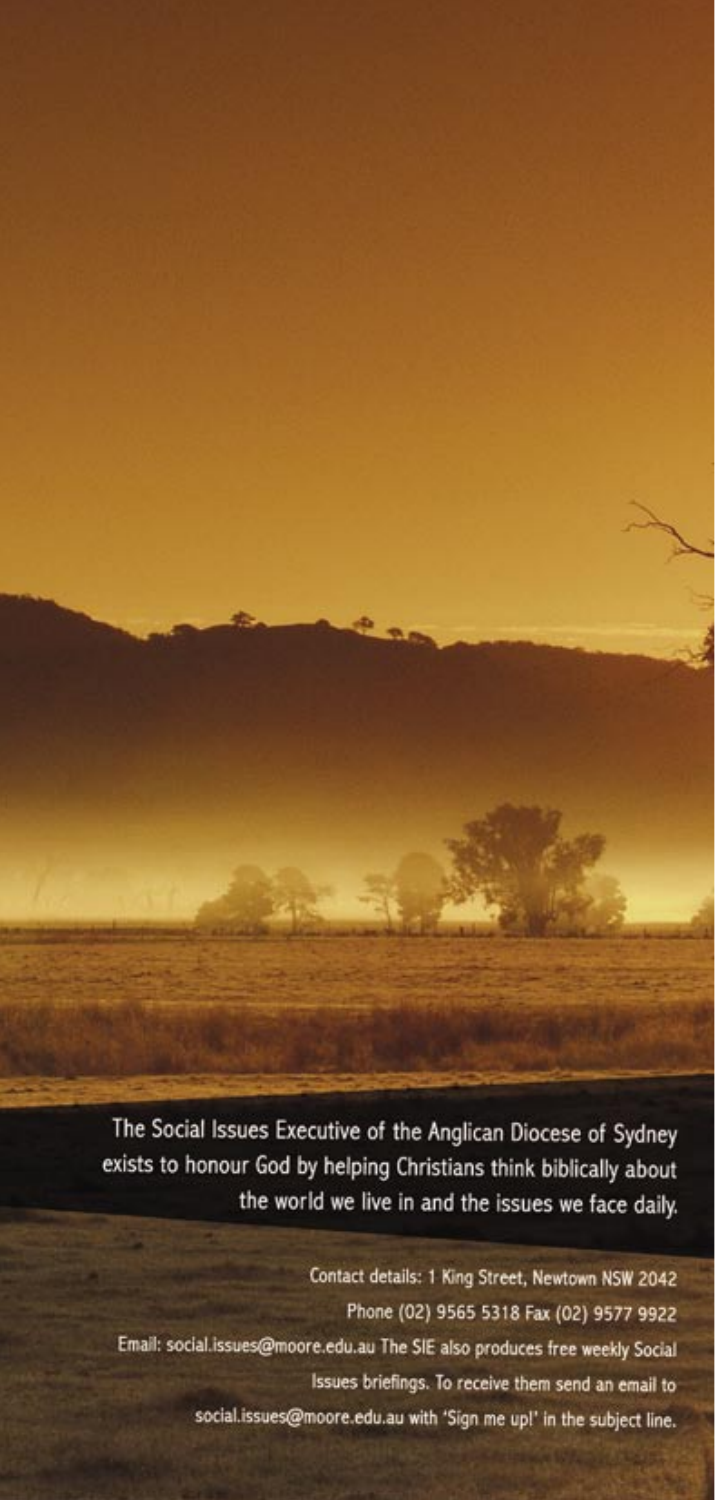The Social Issues Executive of the Anglican Diocese of Sydney exists to honour God by helping Christians think biblically about the world we live in and the issues we face daily.

Contact details: 1 King Street, Newtown NSW 2042

Phone (02) 9565 5318 Fax (02) 9577 9922

Email: social.issues@moore.edu.au The SIE also produces free weekly Social Issues briefings. To receive them send an email to social.issues@moore.edu.au with 'Sign me up!' in the subject line.